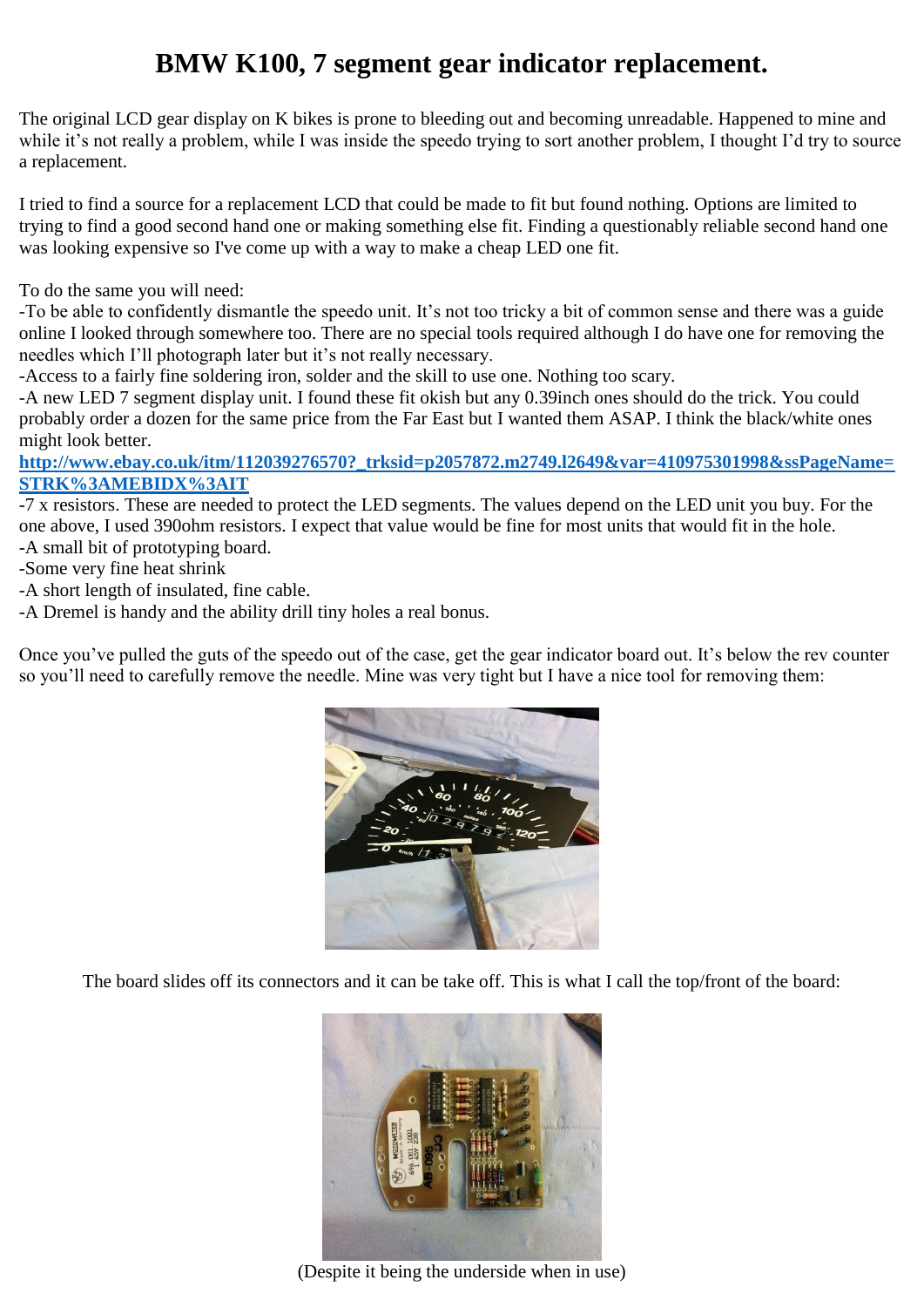# BMW K100, 7 segment gear indicator replacement.

The original LCD gear display on K bikes is prone to bleeding out and becoming unreadable. Happened to mine and while it's not really a problem, while I was inside the speedo trying to sort another problem, I thought I'd try to source a replacement.

I tried to find a source for a replacement LCD that could be made to fit but found nothing. Options are limited to trying to find a good second hand one or making something else fit. Finding a questionably reliable second hand one was looking expensive so I've come up with a way to make a cheap LED one fit.

To do the same you will need:
-To be able to confidently dismantle the speedo unit. It's not too tricky a bit of common sense and there was a guide online I looked through somewhere too. There are no special tools required although I do have one for removing the needles which I'll photograph later but it's not really necessary.
-Access to a fairly fine soldering iron, solder and the skill to use one. Nothing too scary.
-A new LED 7 segment display unit. I found these fit okish but any 0.39inch ones should do the trick. You could probably order a dozen for the same price from the Far East but I wanted them ASAP. I think the black/white ones might look better.
**http://www.ebay.co.uk/itm/112039276570?_trksid=p2057872.m2749.l2649&var=410975301998&ssPageName=STRK%3AMEBIDX%3AIT**
-7 x resistors. These are needed to protect the LED segments. The values depend on the LED unit you buy. For the one above, I used 390ohm resistors. I expect that value would be fine for most units that would fit in the hole.
-A small bit of prototyping board.
-Some very fine heat shrink
-A short length of insulated, fine cable.
-A Dremel is handy and the ability drill tiny holes a real bonus.

Once you've pulled the guts of the speedo out of the case, get the gear indicator board out. It's below the rev counter so you'll need to carefully remove the needle. Mine was very tight but I have a nice tool for removing them:

The board slides off its connectors and it can be take off. This is what I call the top/front of the board:

(Despite it being the underside when in use)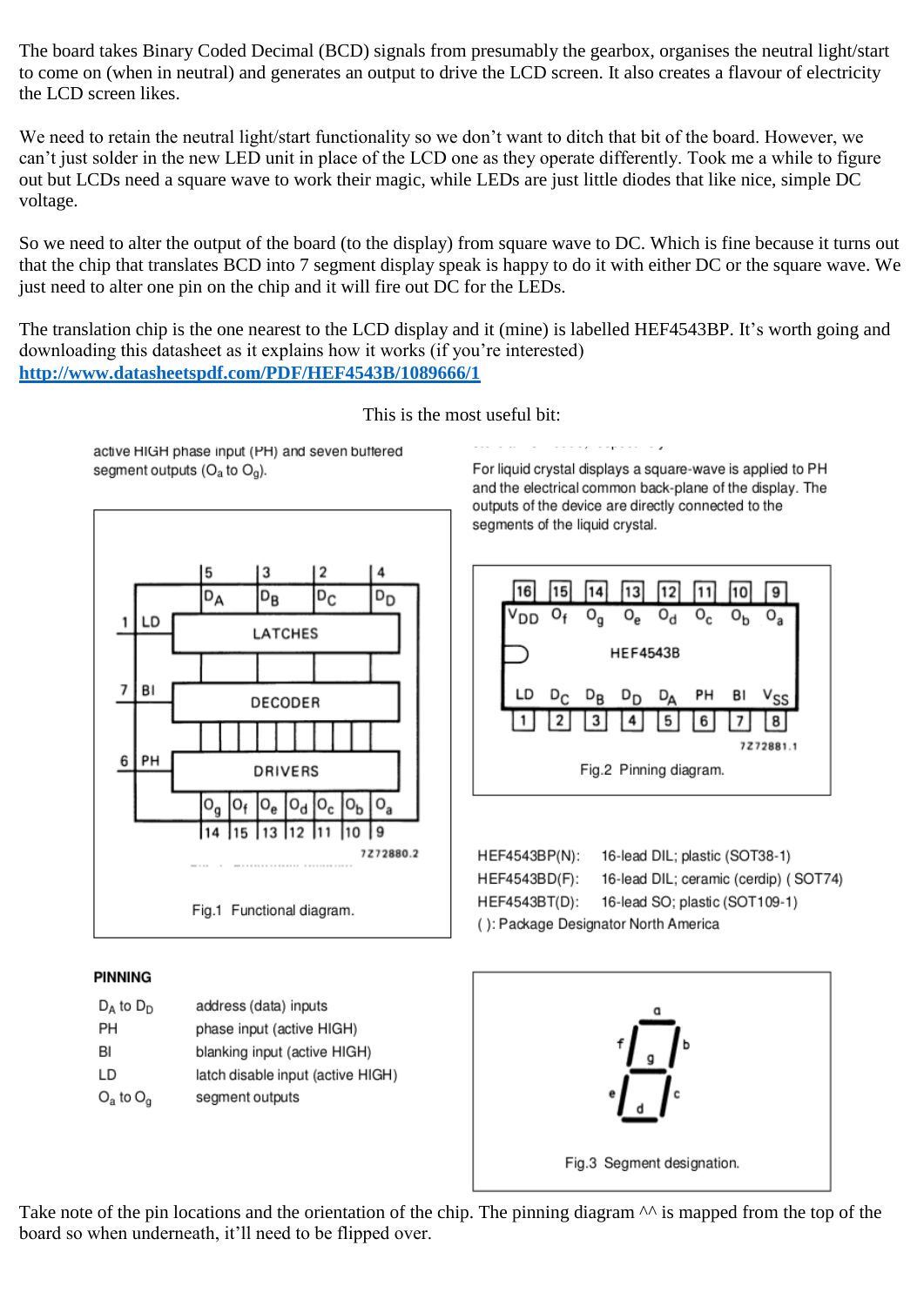The board takes Binary Coded Decimal (BCD) signals from presumably the gearbox, organises the neutral light/start to come on (when in neutral) and generates an output to drive the LCD screen. It also creates a flavour of electricity the LCD screen likes.

We need to retain the neutral light/start functionality so we don't want to ditch that bit of the board. However, we can't just solder in the new LED unit in place of the LCD one as they operate differently. Took me a while to figure out but LCDs need a square wave to work their magic, while LEDs are just little diodes that like nice, simple DC voltage.

So we need to alter the output of the board (to the display) from square wave to DC. Which is fine because it turns out that the chip that translates BCD into 7 segment display speak is happy to do it with either DC or the square wave. We just need to alter one pin on the chip and it will fire out DC for the LEDs.

The translation chip is the one nearest to the LCD display and it (mine) is labelled HEF4543BP. It's worth going and downloading this datasheet as it explains how it works (if you're interested)
**[http://www.datasheetspdf.com/PDF/HEF4543B/1089666/1](http://www.datasheetspdf.com/PDF/HEF4543B/1089666/1)**

This is the most useful bit:

active HIGH phase input (PH) and seven buffered segment outputs ($O_a$ to $O_g$).

For liquid crystal displays a square-wave is applied to PH and the electrical common back-plane of the display. The outputs of the device are directly connected to the segments of the liquid crystal.

Fig.1 Functional diagram.

Fig.2 Pinning diagram.

| Pin | 1 | 2 | 3 | 4 | 5 | 6 | 7 | 8 |
|---|---|---|---|---|---|---|---|---|
| Name | LD | $D_C$ | $D_B$ | $D_D$ | $D_A$ | PH | BI | $V_{SS}$ |

| Pin | 16 | 15 | 14 | 13 | 12 | 11 | 10 | 9 |
|---|---|---|---|---|---|---|---|---|
| Name | $V_{DD}$ | $O_f$ | $O_g$ | $O_e$ | $O_d$ | $O_c$ | $O_b$ | $O_a$ |

HEF4543BP(N): 16-lead DIL; plastic (SOT38-1)
HEF4543BD(F): 16-lead DIL; ceramic (cerdip) (SOT74)
HEF4543BT(D): 16-lead SO; plastic (SOT109-1)
( ): Package Designator North America

**PINNING**

| | |
|---|---|
| $D_A$ to $D_D$ | address (data) inputs |
| PH | phase input (active HIGH) |
| BI | blanking input (active HIGH) |
| LD | latch disable input (active HIGH) |
| $O_a$ to $O_g$ | segment outputs |

Fig.3 Segment designation.

Take note of the pin locations and the orientation of the chip. The pinning diagram ^^ is mapped from the top of the board so when underneath, it'll need to be flipped over.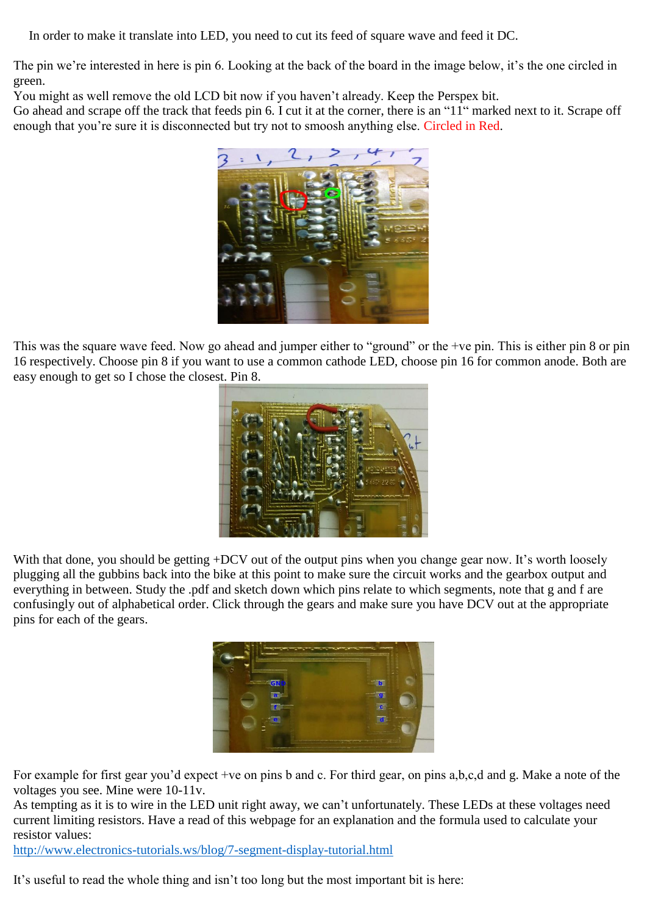In order to make it translate into LED, you need to cut its feed of square wave and feed it DC.

The pin we're interested in here is pin 6. Looking at the back of the board in the image below, it's the one circled in green.
You might as well remove the old LCD bit now if you haven't already. Keep the Perspex bit.
Go ahead and scrape off the track that feeds pin 6. I cut it at the corner, there is an "11" marked next to it. Scrape off enough that you're sure it is disconnected but try not to smoosh anything else. Circled in Red.

This was the square wave feed. Now go ahead and jumper either to "ground" or the +ve pin. This is either pin 8 or pin 16 respectively. Choose pin 8 if you want to use a common cathode LED, choose pin 16 for common anode. Both are easy enough to get so I chose the closest. Pin 8.

With that done, you should be getting +DCV out of the output pins when you change gear now. It's worth loosely plugging all the gubbins back into the bike at this point to make sure the circuit works and the gearbox output and everything in between. Study the .pdf and sketch down which pins relate to which segments, note that g and f are confusingly out of alphabetical order. Click through the gears and make sure you have DCV out at the appropriate pins for each of the gears.

For example for first gear you'd expect +ve on pins b and c. For third gear, on pins a,b,c,d and g. Make a note of the voltages you see. Mine were 10-11v.
As tempting as it is to wire in the LED unit right away, we can't unfortunately. These LEDs at these voltages need current limiting resistors. Have a read of this webpage for an explanation and the formula used to calculate your resistor values:
http://www.electronics-tutorials.ws/blog/7-segment-display-tutorial.html

It's useful to read the whole thing and isn't too long but the most important bit is here: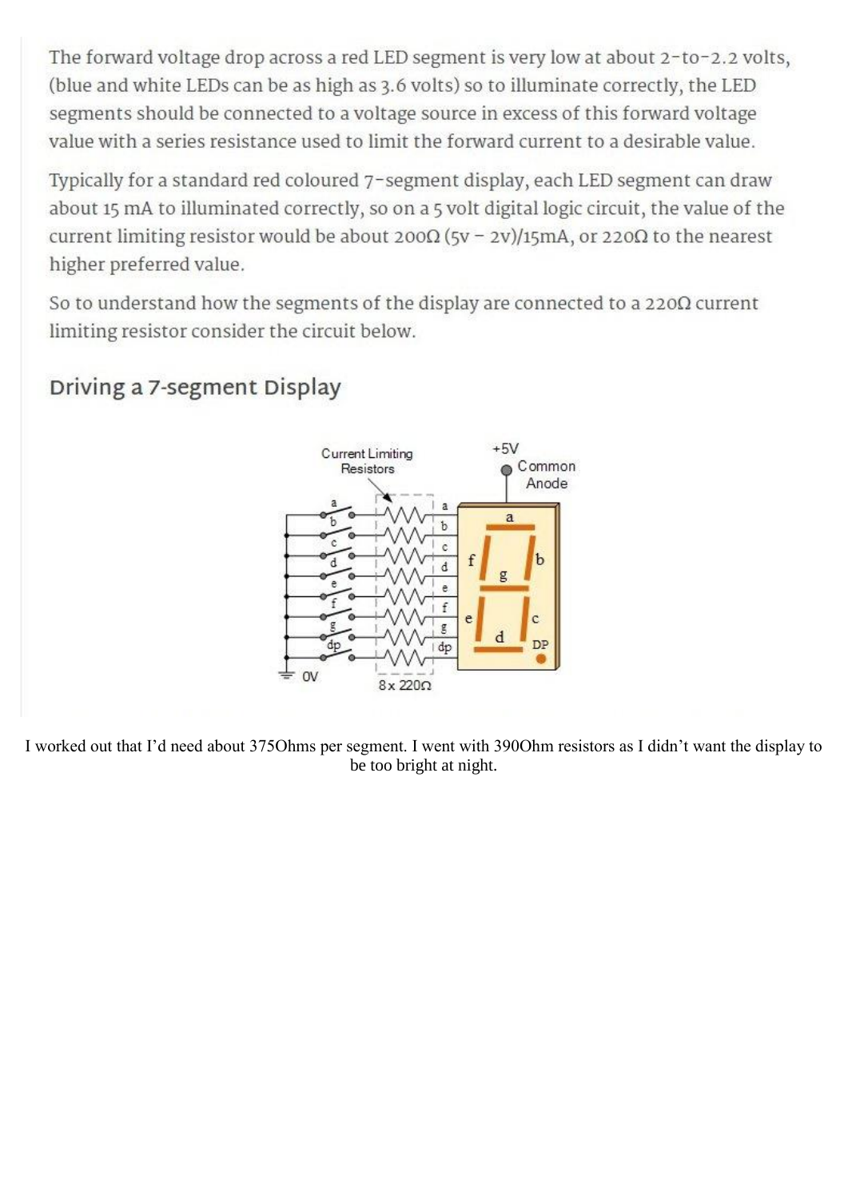The forward voltage drop across a red LED segment is very low at about 2-to-2.2 volts, (blue and white LEDs can be as high as 3.6 volts) so to illuminate correctly, the LED segments should be connected to a voltage source in excess of this forward voltage value with a series resistance used to limit the forward current to a desirable value.

Typically for a standard red coloured 7-segment display, each LED segment can draw about 15 mA to illuminated correctly, so on a 5 volt digital logic circuit, the value of the current limiting resistor would be about 200Ω (5v – 2v)/15mA, or 220Ω to the nearest higher preferred value.

So to understand how the segments of the display are connected to a 220Ω current limiting resistor consider the circuit below.

## Driving a 7-segment Display

I worked out that I'd need about 375Ohms per segment. I went with 390Ohm resistors as I didn't want the display to be too bright at night.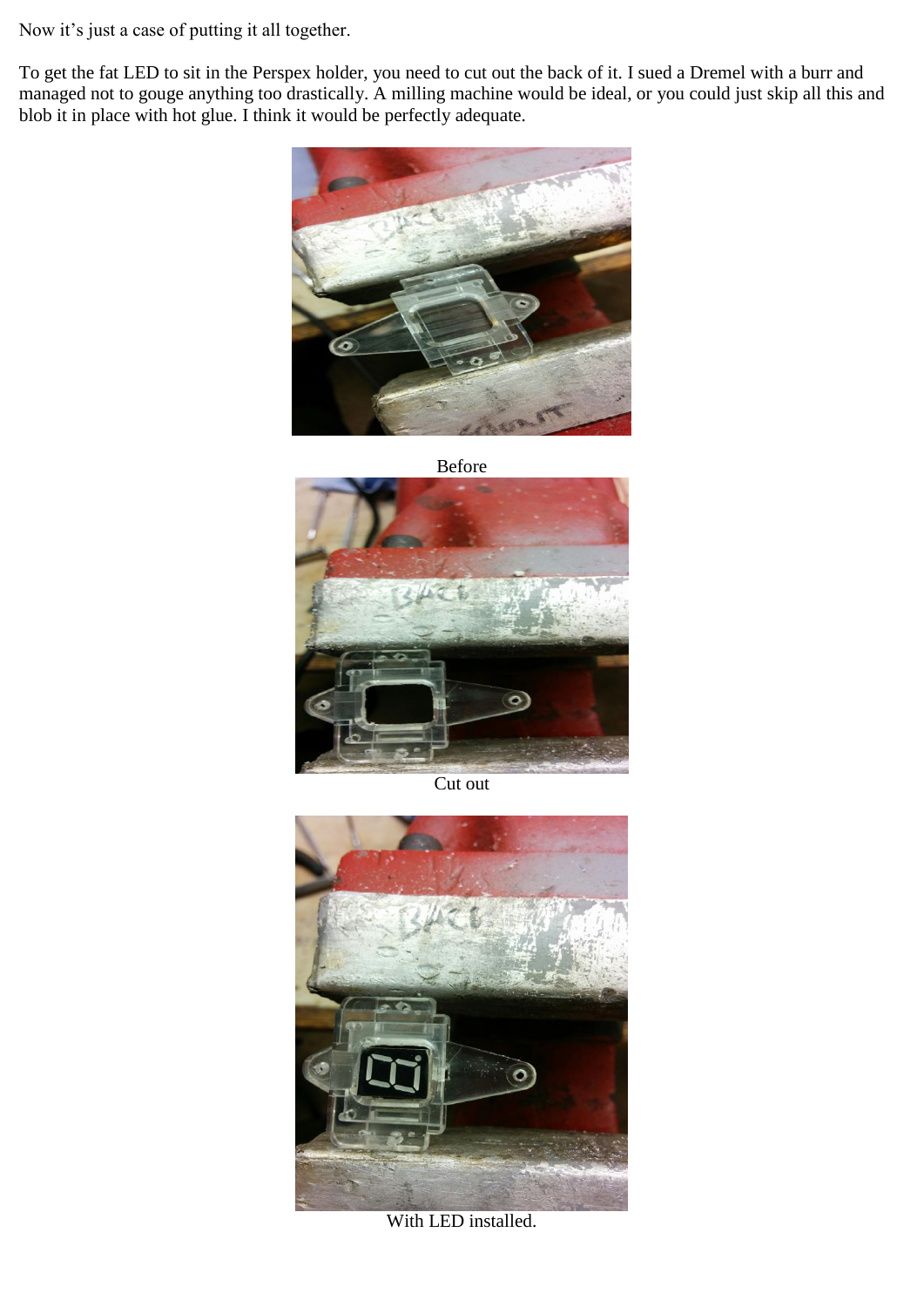Now it's just a case of putting it all together.

To get the fat LED to sit in the Perspex holder, you need to cut out the back of it. I sued a Dremel with a burr and managed not to gouge anything too drastically. A milling machine would be ideal, or you could just skip all this and blob it in place with hot glue. I think it would be perfectly adequate.

Before

Cut out

With LED installed.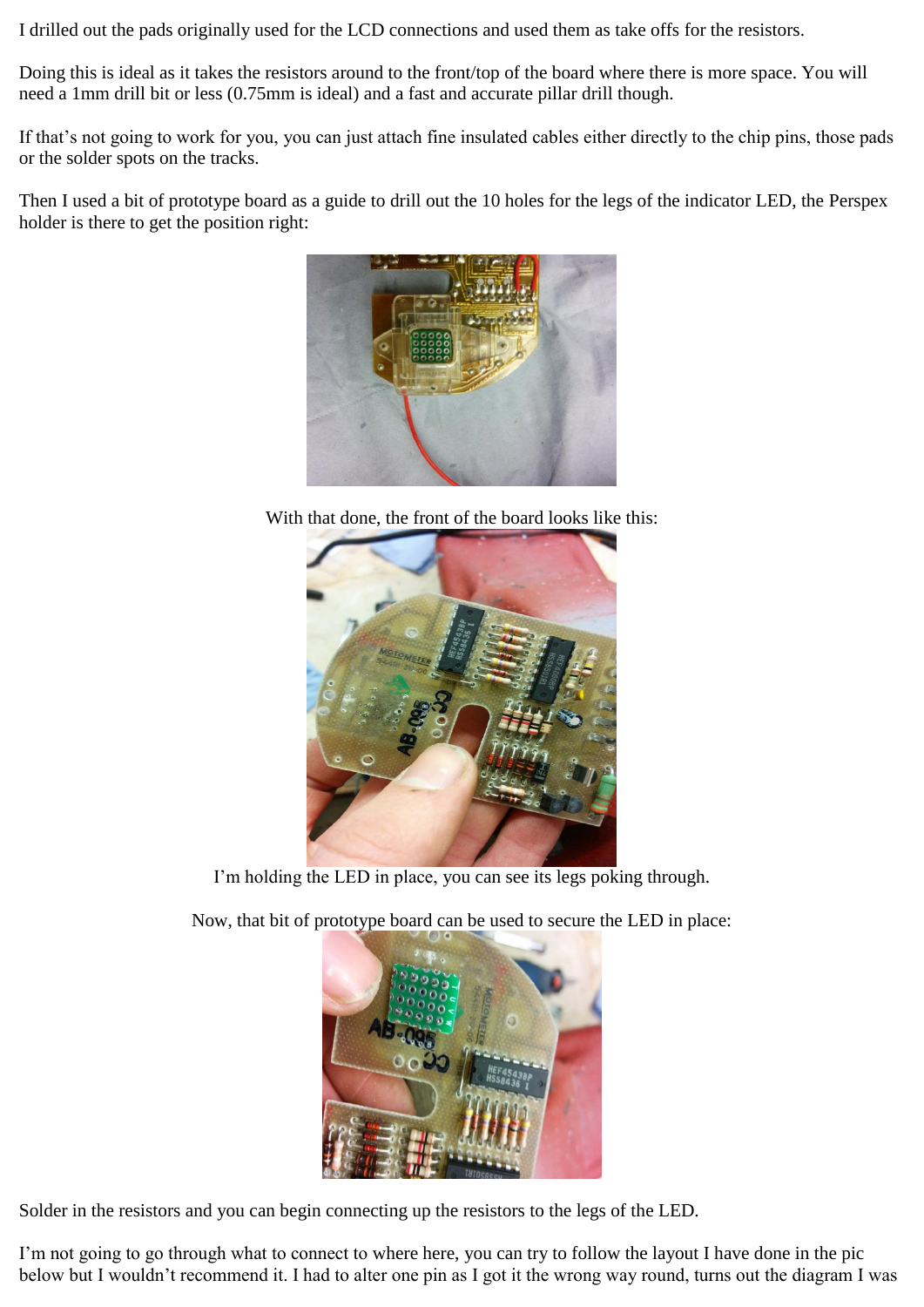I drilled out the pads originally used for the LCD connections and used them as take offs for the resistors.

Doing this is ideal as it takes the resistors around to the front/top of the board where there is more space. You will need a 1mm drill bit or less (0.75mm is ideal) and a fast and accurate pillar drill though.

If that's not going to work for you, you can just attach fine insulated cables either directly to the chip pins, those pads or the solder spots on the tracks.

Then I used a bit of prototype board as a guide to drill out the 10 holes for the legs of the indicator LED, the Perspex holder is there to get the position right:

With that done, the front of the board looks like this:

I'm holding the LED in place, you can see its legs poking through.

Now, that bit of prototype board can be used to secure the LED in place:

Solder in the resistors and you can begin connecting up the resistors to the legs of the LED.

I'm not going to go through what to connect to where here, you can try to follow the layout I have done in the pic below but I wouldn't recommend it. I had to alter one pin as I got it the wrong way round, turns out the diagram I was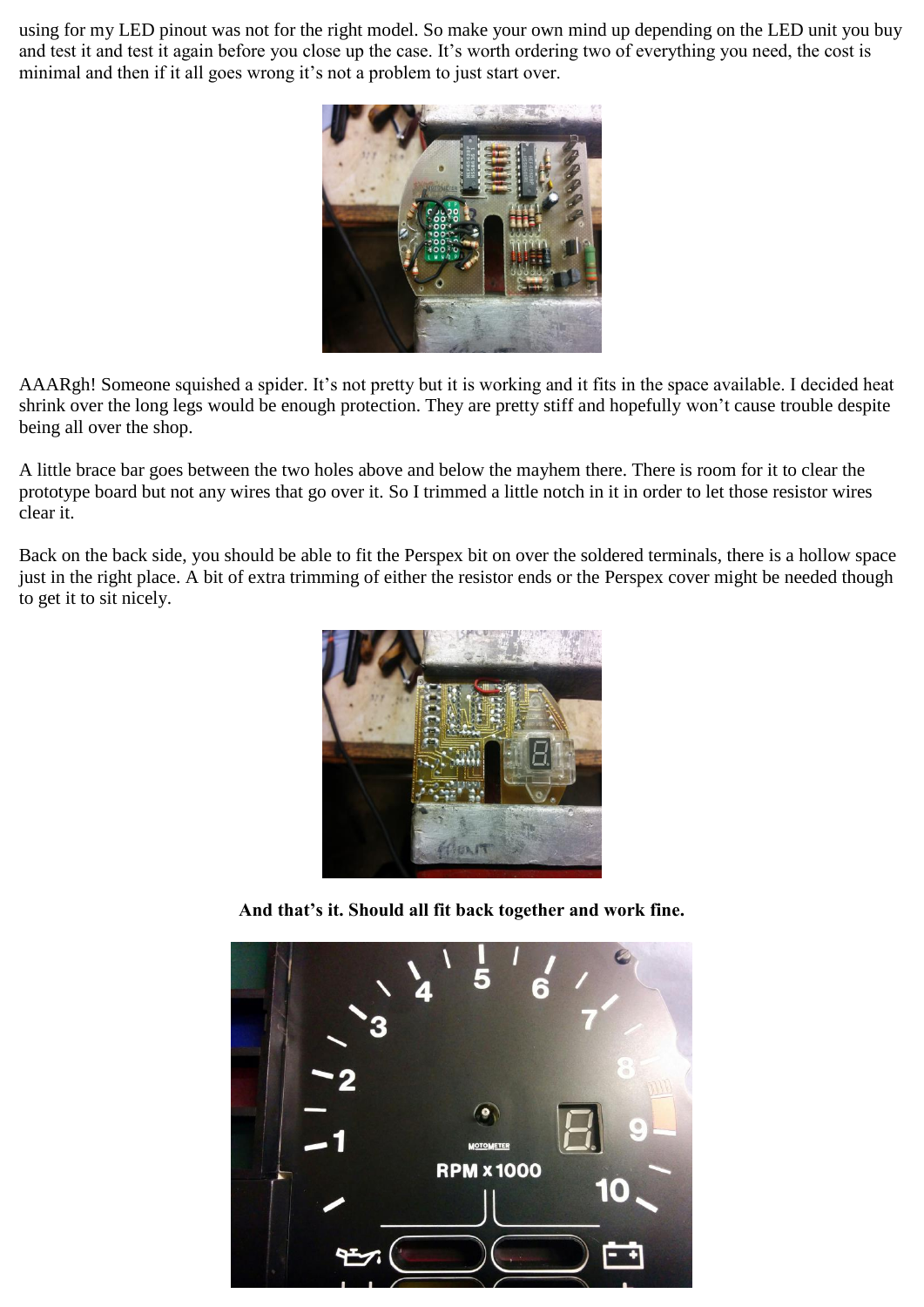using for my LED pinout was not for the right model. So make your own mind up depending on the LED unit you buy and test it and test it again before you close up the case. It's worth ordering two of everything you need, the cost is minimal and then if it all goes wrong it's not a problem to just start over.

AAARgh! Someone squished a spider. It's not pretty but it is working and it fits in the space available. I decided heat shrink over the long legs would be enough protection. They are pretty stiff and hopefully won't cause trouble despite being all over the shop.

A little brace bar goes between the two holes above and below the mayhem there. There is room for it to clear the prototype board but not any wires that go over it. So I trimmed a little notch in it in order to let those resistor wires clear it.

Back on the back side, you should be able to fit the Perspex bit on over the soldered terminals, there is a hollow space just in the right place. A bit of extra trimming of either the resistor ends or the Perspex cover might be needed though to get it to sit nicely.

**And that's it. Should all fit back together and work fine.**